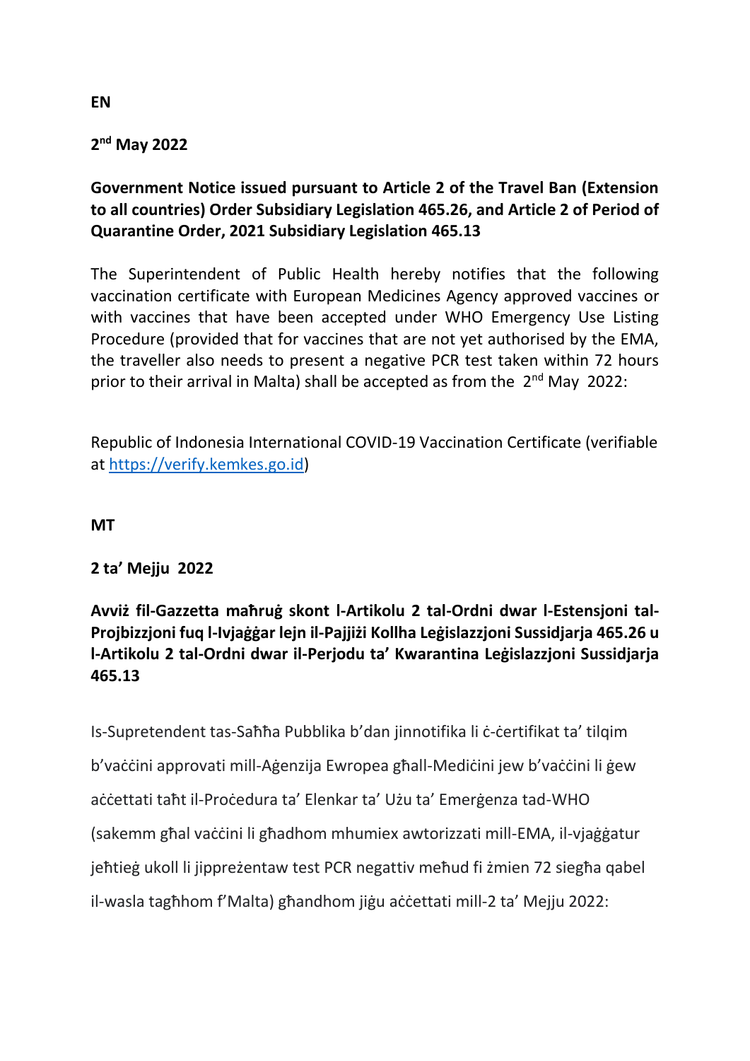**EN**

**2nd May 2022**

**Government Notice issued pursuant to Article 2 of the Travel Ban (Extension to all countries) Order Subsidiary Legislation 465.26, and Article 2 of Period of Quarantine Order, 2021 Subsidiary Legislation 465.13**

The Superintendent of Public Health hereby notifies that the following vaccination certificate with European Medicines Agency approved vaccines or with vaccines that have been accepted under WHO Emergency Use Listing Procedure (provided that for vaccines that are not yet authorised by the EMA, the traveller also needs to present a negative PCR test taken within 72 hours prior to their arrival in Malta) shall be accepted as from the 2nd May 2022:

Republic of Indonesia International COVID-19 Vaccination Certificate (verifiable at [https://verify.kemkes.go.id](https://verify.kemkes.go.id))

**MT**

**2 ta' Mejju 2022**

**Avviż fil-Gazzetta maħruġ skont l-Artikolu 2 tal-Ordni dwar l-Estensjoni tal-Projbizzjoni fuq l-Ivjaġġar lejn il-Pajjiżi Kollha Leġislazzjoni Sussidjarja 465.26 u l-Artikolu 2 tal-Ordni dwar il-Perjodu ta' Kwarantina Leġislazzjoni Sussidjarja 465.13**

Is-Supretendent tas-Saħħa Pubblika b'dan jinnotifika li ċ-ċertifikat ta' tilqim b'vaċċini approvati mill-Aġenzija Ewropea għall-Mediċini jew b'vaċċini li ġew aċċettati taħt il-Proċedura ta' Elenkar ta' Użu ta' Emerġenza tad-WHO (sakemm għal vaċċini li għadhom mhumiex awtorizzati mill-EMA, il-vjaġġatur jeħtieġ ukoll li jippreżentaw test PCR negattiv meħud fi żmien 72 siegħa qabel il-wasla tagħhom f'Malta) għandhom jiġu aċċettati mill-2 ta' Mejju 2022: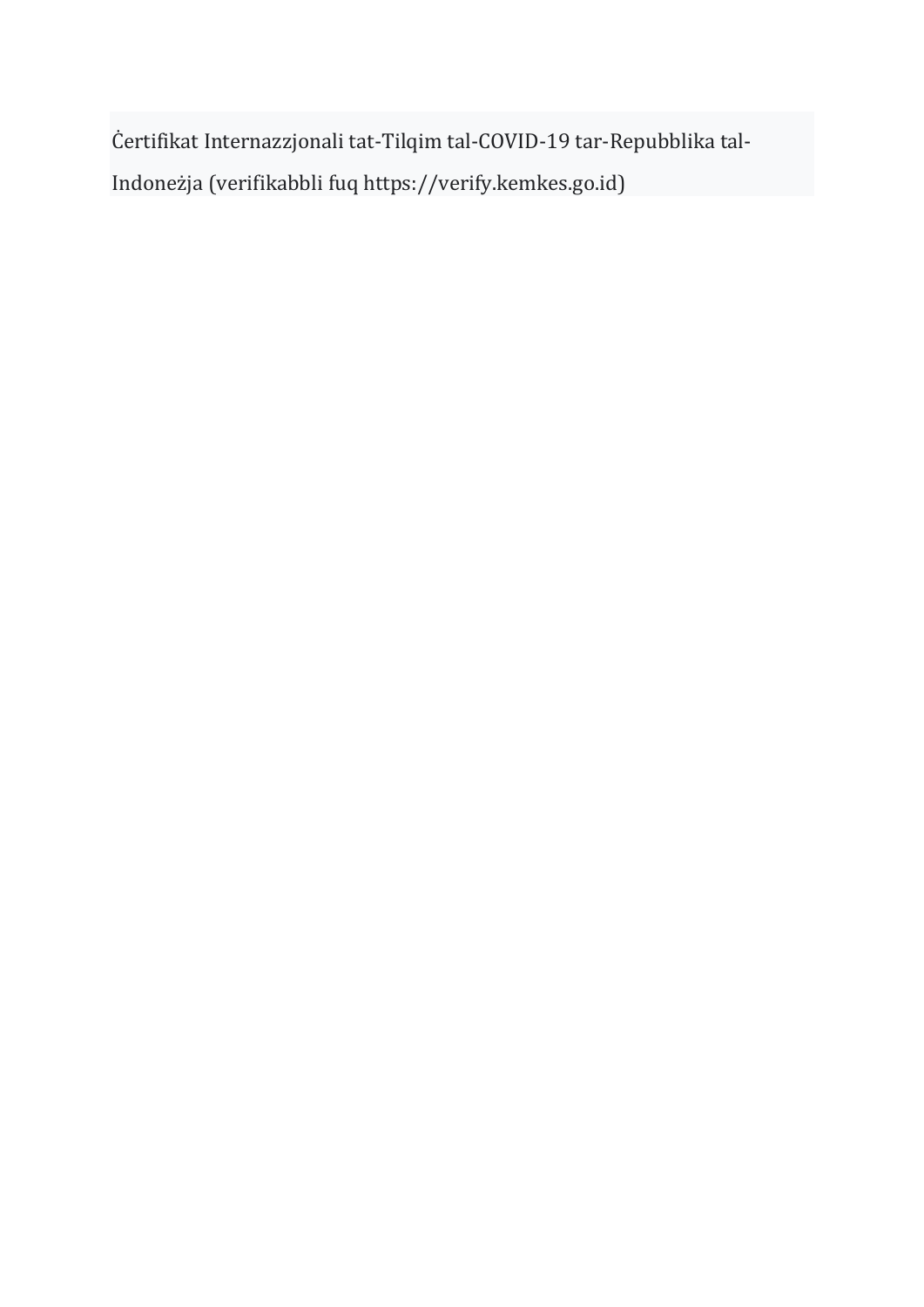Ċertifikat Internazzjonali tat-Tilqim tal-COVID-19 tar-Repubblika tal-Indoneżja (verifikabbli fuq https://verify.kemkes.go.id)